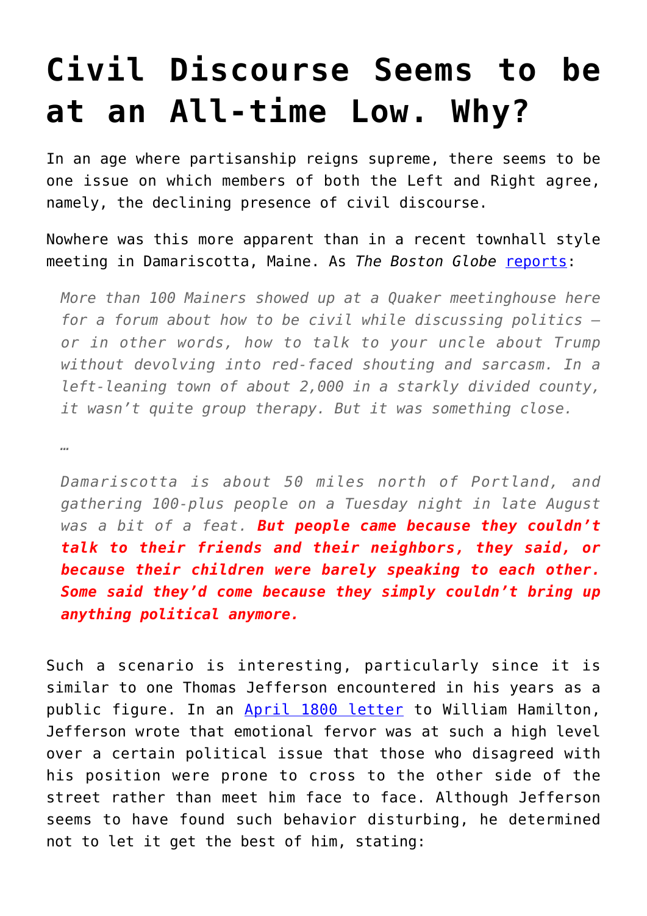# Civil Discourse Seems to be at an All-time Low. Why?

In an age where partisanship reigns supreme, there seems to be one issue on which members of both the Left and Right agree, namely, the declining presence of civil discourse.

Nowhere was this more apparent than in a recent townhall style meeting in Damariscotta, Maine. As *The Boston Globe* reports:

> *More than 100 Mainers showed up at a Quaker meetinghouse here for a forum about how to be civil while discussing politics — or in other words, how to talk to your uncle about Trump without devolving into red-faced shouting and sarcasm. In a left-leaning town of about 2,000 in a starkly divided county, it wasn't quite group therapy. But it was something close.*
>
> …
>
> *Damariscotta is about 50 miles north of Portland, and gathering 100-plus people on a Tuesday night in late August was a bit of a feat.* ***But people came because they couldn't talk to their friends and their neighbors, they said, or because their children were barely speaking to each other. Some said they'd come because they simply couldn't bring up anything political anymore.***

Such a scenario is interesting, particularly since it is similar to one Thomas Jefferson encountered in his years as a public figure. In an April 1800 letter to William Hamilton, Jefferson wrote that emotional fervor was at such a high level over a certain political issue that those who disagreed with his position were prone to cross to the other side of the street rather than meet him face to face. Although Jefferson seems to have found such behavior disturbing, he determined not to let it get the best of him, stating: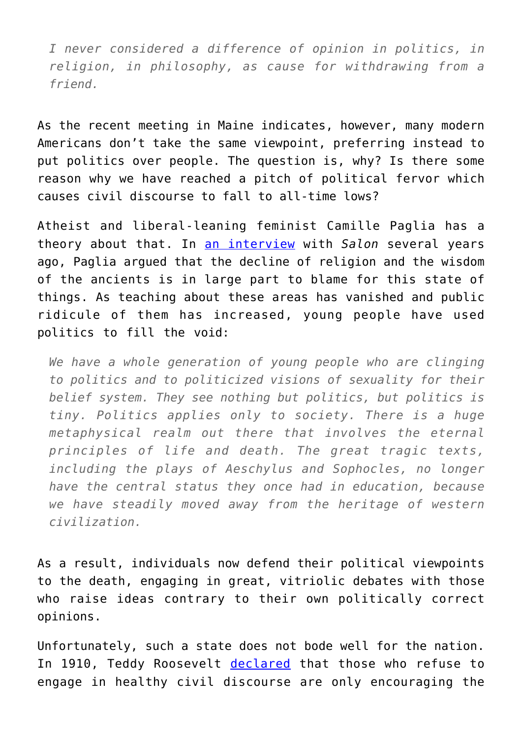> *I never considered a difference of opinion in politics, in religion, in philosophy, as cause for withdrawing from a friend.*

As the recent meeting in Maine indicates, however, many modern Americans don't take the same viewpoint, preferring instead to put politics over people. The question is, why? Is there some reason why we have reached a pitch of political fervor which causes civil discourse to fall to all-time lows?

Atheist and liberal-leaning feminist Camille Paglia has a theory about that. In an interview with *Salon* several years ago, Paglia argued that the decline of religion and the wisdom of the ancients is in large part to blame for this state of things. As teaching about these areas has vanished and public ridicule of them has increased, young people have used politics to fill the void:

> *We have a whole generation of young people who are clinging to politics and to politicized visions of sexuality for their belief system. They see nothing but politics, but politics is tiny. Politics applies only to society. There is a huge metaphysical realm out there that involves the eternal principles of life and death. The great tragic texts, including the plays of Aeschylus and Sophocles, no longer have the central status they once had in education, because we have steadily moved away from the heritage of western civilization.*

As a result, individuals now defend their political viewpoints to the death, engaging in great, vitriolic debates with those who raise ideas contrary to their own politically correct opinions.

Unfortunately, such a state does not bode well for the nation. In 1910, Teddy Roosevelt declared that those who refuse to engage in healthy civil discourse are only encouraging the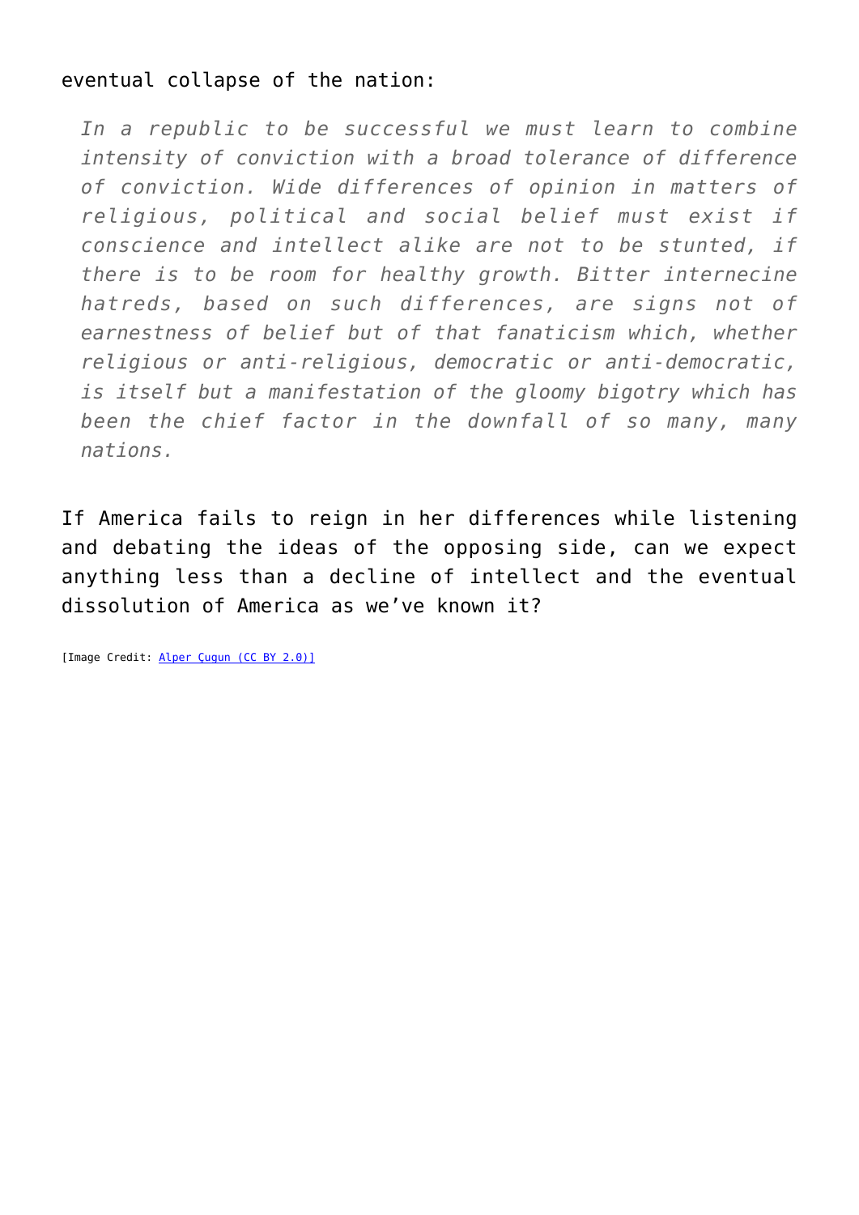eventual collapse of the nation:

> *In a republic to be successful we must learn to combine intensity of conviction with a broad tolerance of difference of conviction. Wide differences of opinion in matters of religious, political and social belief must exist if conscience and intellect alike are not to be stunted, if there is to be room for healthy growth. Bitter internecine hatreds, based on such differences, are signs not of earnestness of belief but of that fanaticism which, whether religious or anti-religious, democratic or anti-democratic, is itself but a manifestation of the gloomy bigotry which has been the chief factor in the downfall of so many, many nations.*

If America fails to reign in her differences while listening and debating the ideas of the opposing side, can we expect anything less than a decline of intellect and the eventual dissolution of America as we've known it?

[Image Credit: Alper Çugun (CC BY 2.0)]